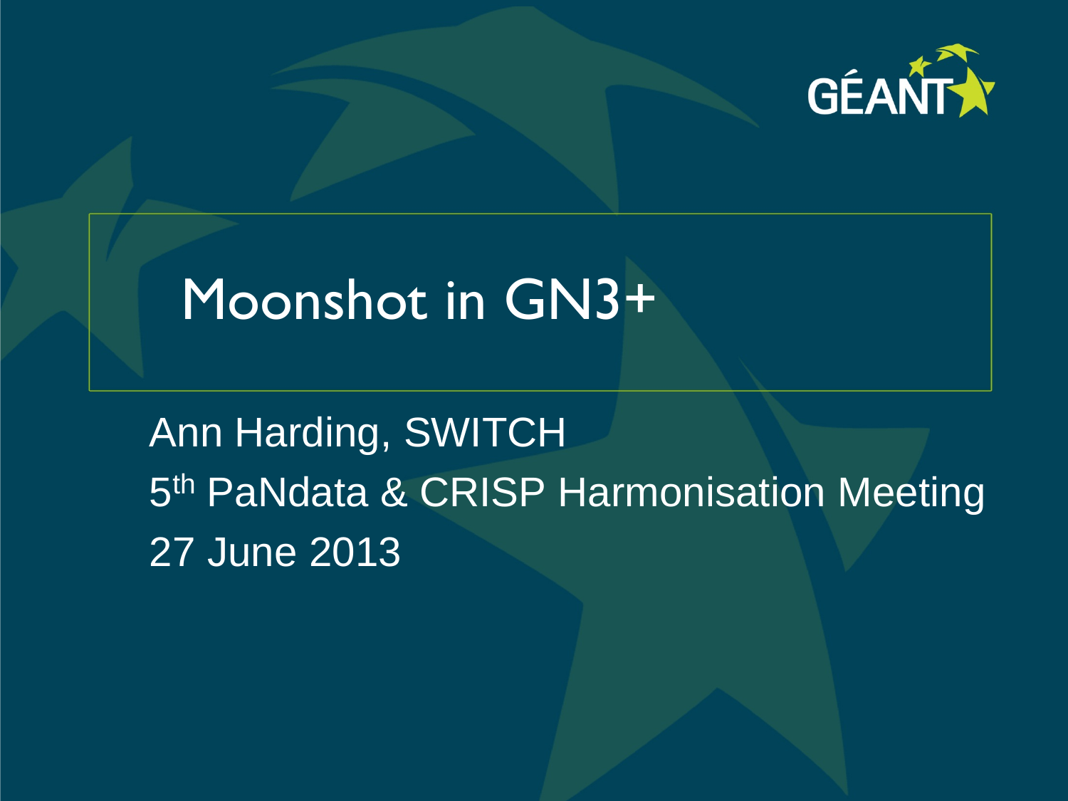# Moonshot in GN3+

Ann Harding, SWITCH

5th PaNdata & CRISP Harmonisation Meeting

27 June 2013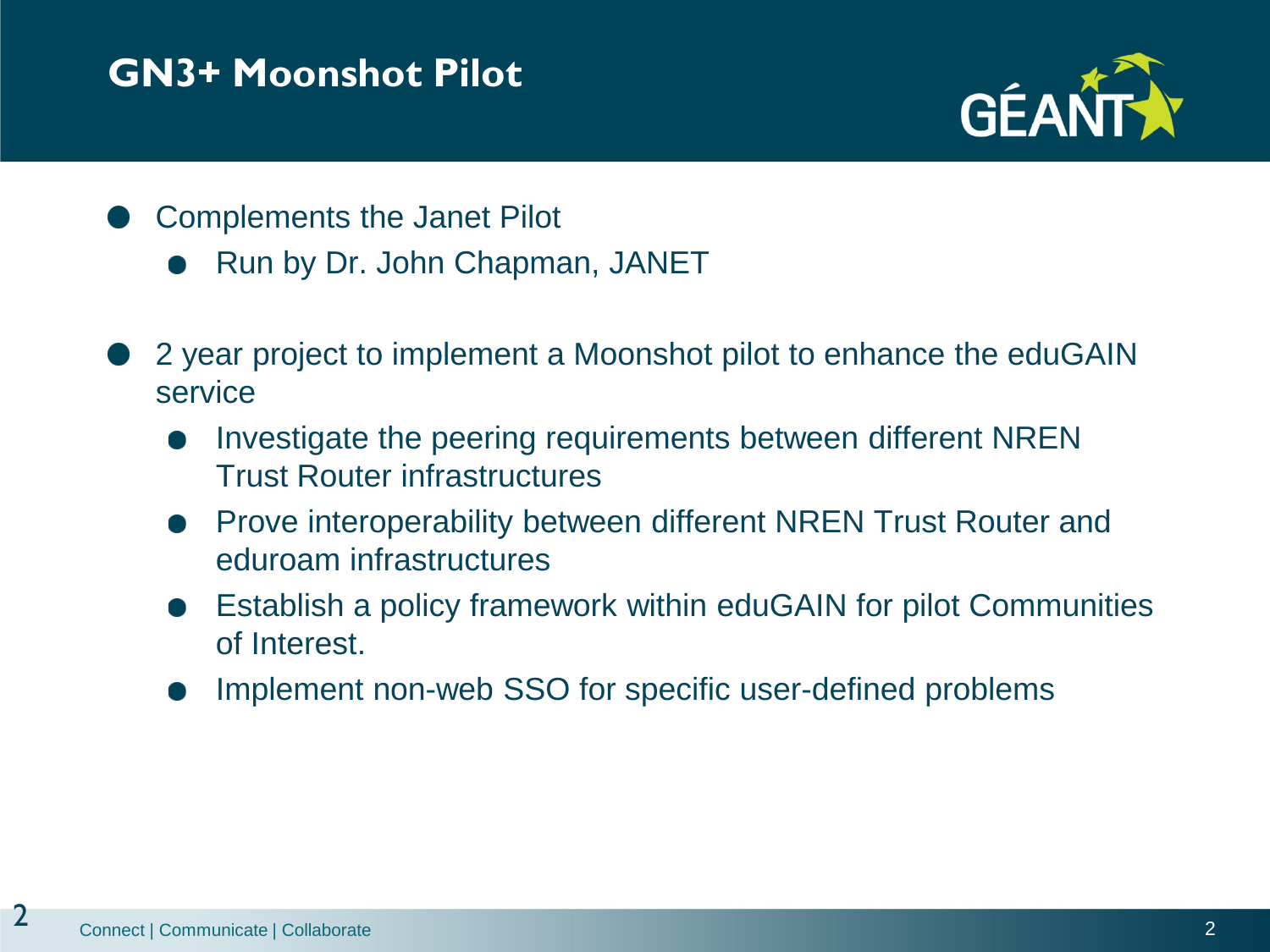# GN3+ Moonshot Pilot

- Complements the Janet Pilot
  - Run by Dr. John Chapman, JANET
- 2 year project to implement a Moonshot pilot to enhance the eduGAIN service
  - Investigate the peering requirements between different NREN Trust Router infrastructures
  - Prove interoperability between different NREN Trust Router and eduroam infrastructures
  - Establish a policy framework within eduGAIN for pilot Communities of Interest.
  - Implement non-web SSO for specific user-defined problems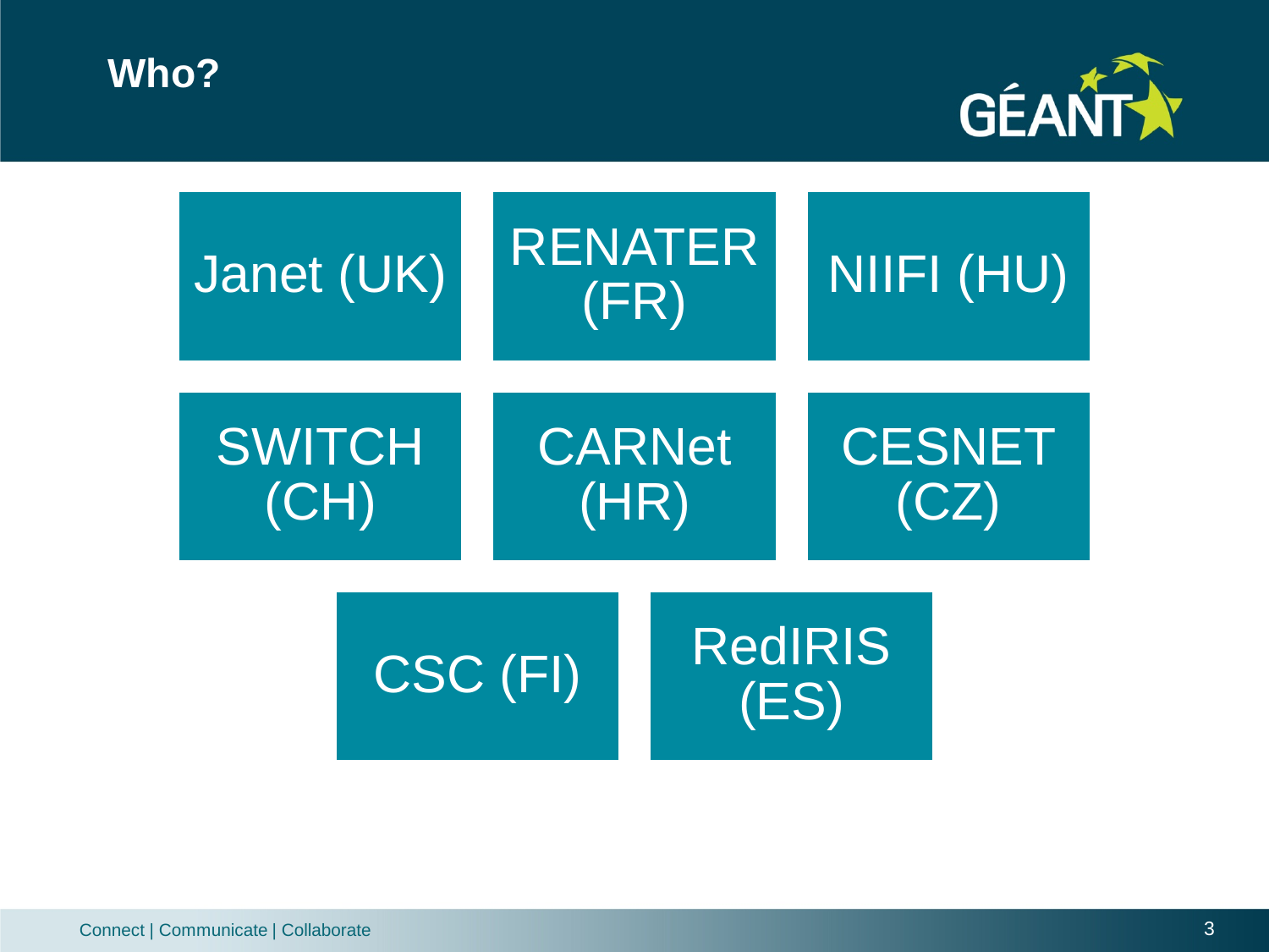# Who?

- Janet (UK)
- RENATER (FR)
- NIIFI (HU)
- SWITCH (CH)
- CARNet (HR)
- CESNET (CZ)
- CSC (FI)
- RedIRIS (ES)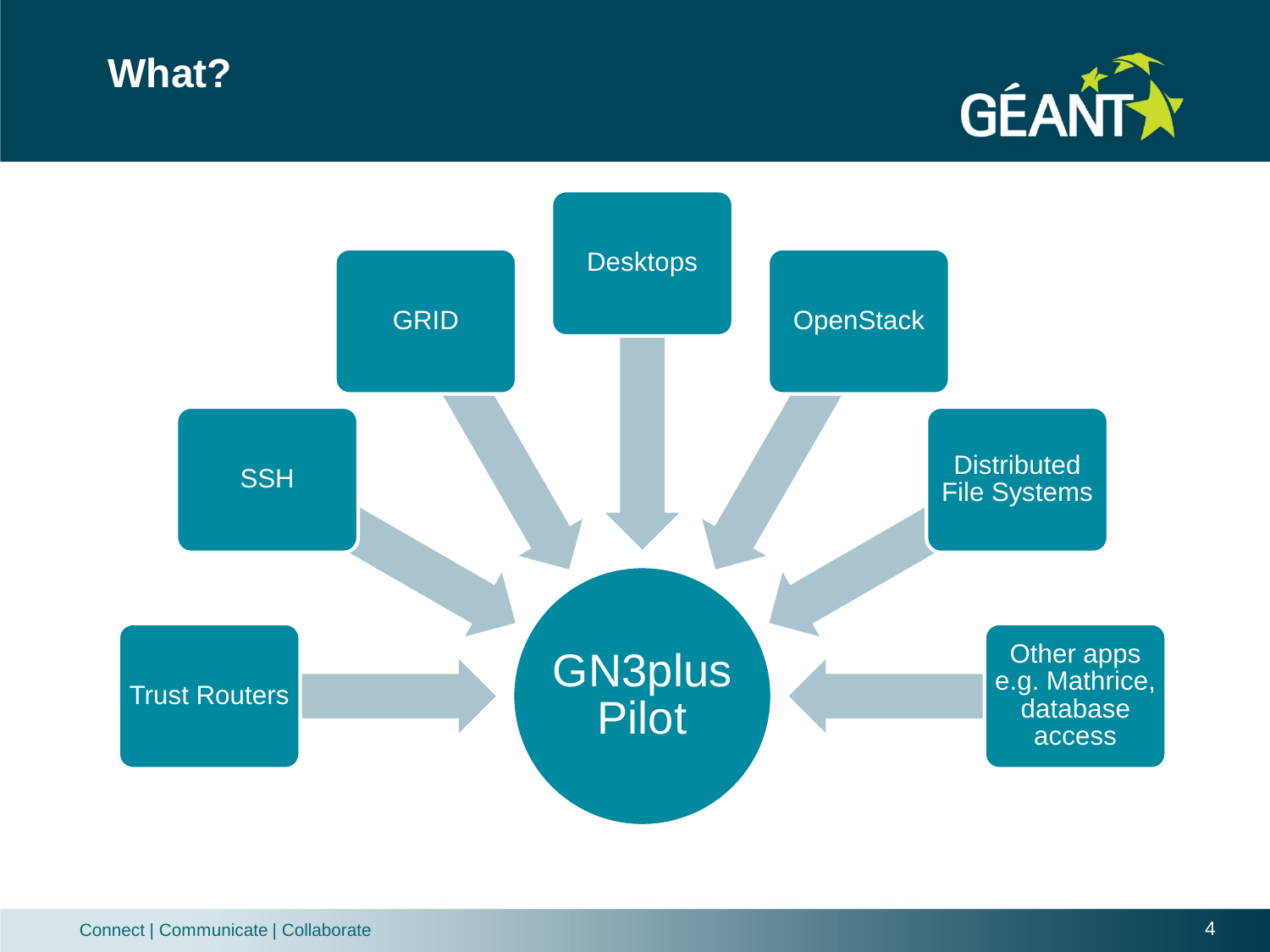# What?

- Trust Routers
- SSH
- GRID
- Desktops
- OpenStack
- Distributed File Systems
- Other apps e.g. Mathrice, database access

**GN3plus Pilot**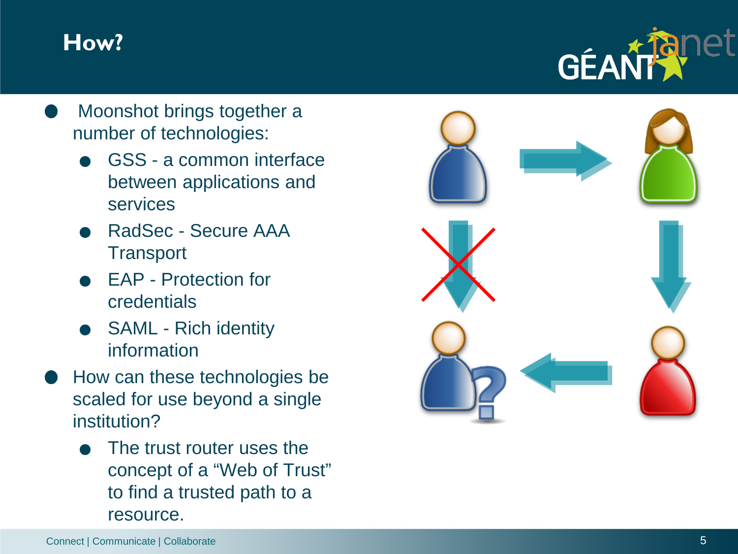# How?

- Moonshot brings together a number of technologies:
  - GSS - a common interface between applications and services
  - RadSec - Secure AAA Transport
  - EAP - Protection for credentials
  - SAML - Rich identity information
- How can these technologies be scaled for use beyond a single institution?
  - The trust router uses the concept of a “Web of Trust” to find a trusted path to a resource.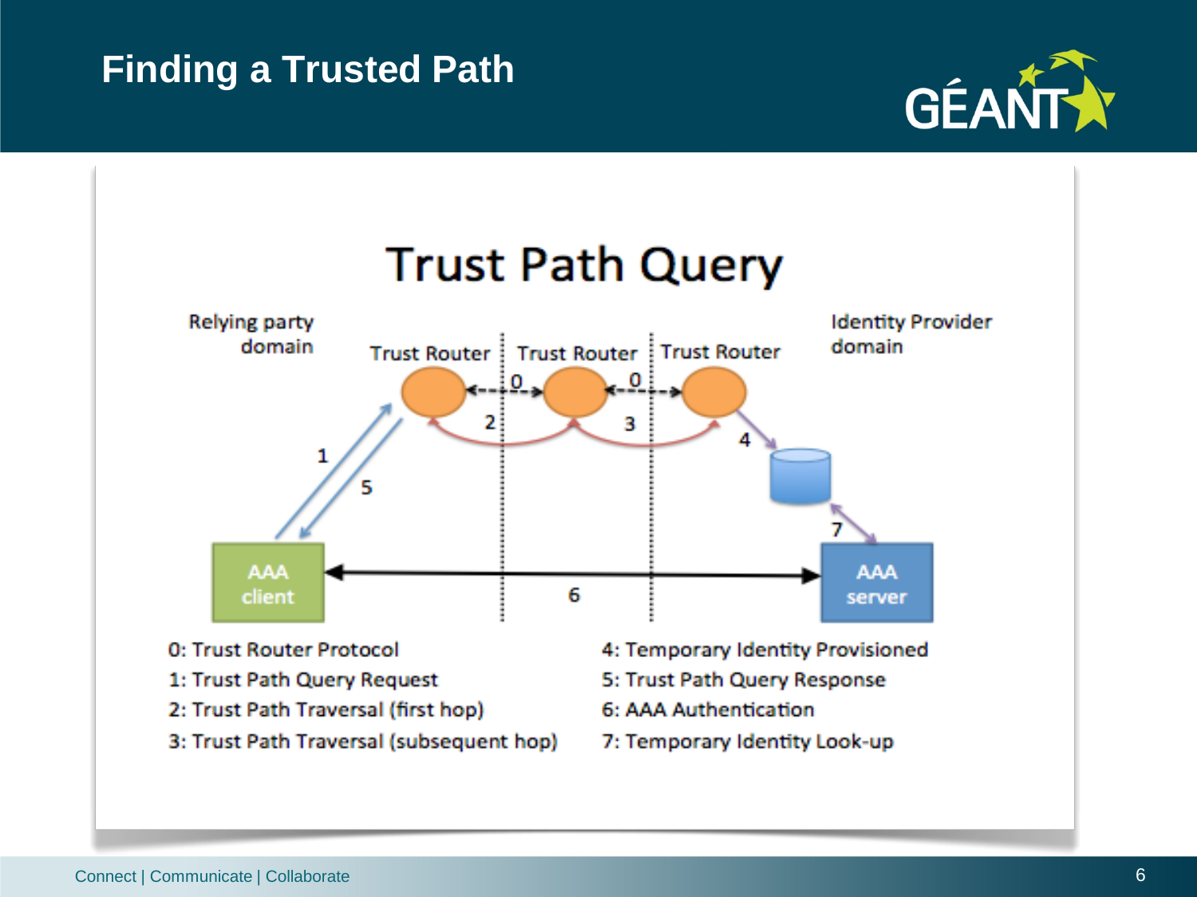# Finding a Trusted Path

## Trust Path Query

Relying party domain

Trust Router | Trust Router | Trust Router

Identity Provider domain

AAA client

AAA server

- 0: Trust Router Protocol
- 1: Trust Path Query Request
- 2: Trust Path Traversal (first hop)
- 3: Trust Path Traversal (subsequent hop)
- 4: Temporary Identity Provisioned
- 5: Trust Path Query Response
- 6: AAA Authentication
- 7: Temporary Identity Look-up

Connect | Communicate | Collaborate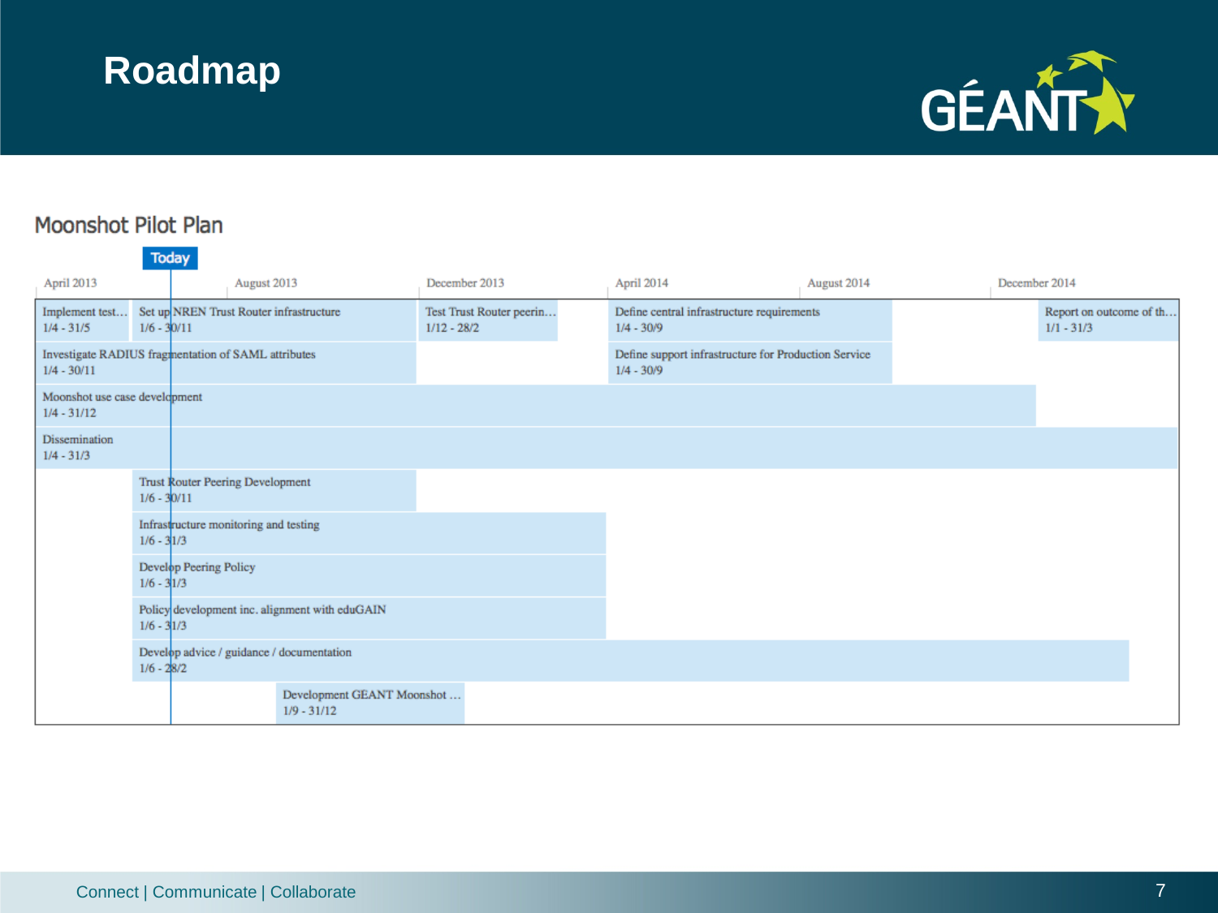# Roadmap

## Moonshot Pilot Plan

Today

| Task | Dates |
|---|---|
| Implement test… | 1/4 - 31/5 |
| Set up NREN Trust Router infrastructure | 1/6 - 30/11 |
| Test Trust Router peerin… | 1/12 - 28/2 |
| Define central infrastructure requirements | 1/4 - 30/9 |
| Report on outcome of th… | 1/1 - 31/3 |
| Investigate RADIUS fragmentation of SAML attributes | 1/4 - 30/11 |
| Define support infrastructure for Production Service | 1/4 - 30/9 |
| Moonshot use case development | 1/4 - 31/12 |
| Dissemination | 1/4 - 31/3 |
| Trust Router Peering Development | 1/6 - 30/11 |
| Infrastructure monitoring and testing | 1/6 - 31/3 |
| Develop Peering Policy | 1/6 - 31/3 |
| Policy development inc. alignment with eduGAIN | 1/6 - 31/3 |
| Develop advice / guidance / documentation | 1/6 - 28/2 |
| Development GEANT Moonshot … | 1/9 - 31/12 |

Timeline: April 2013 | August 2013 | December 2013 | April 2014 | August 2014 | December 2014

Connect | Communicate | Collaborate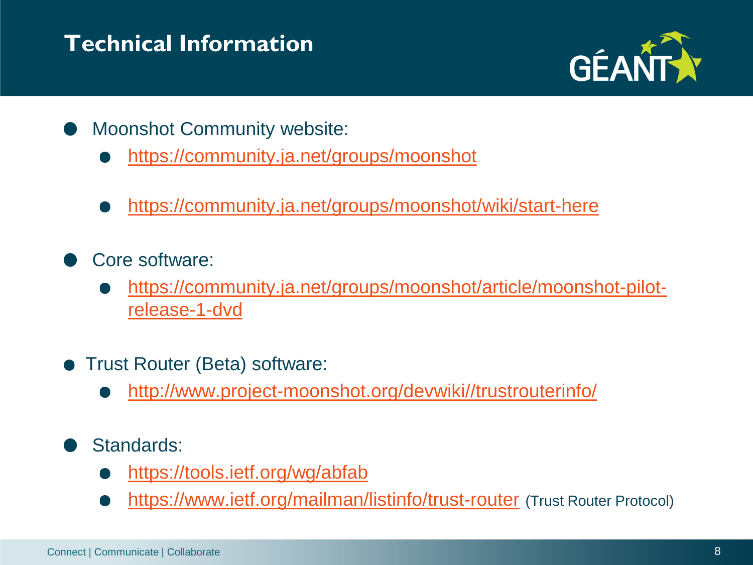# Technical Information

- Moonshot Community website:
  - https://community.ja.net/groups/moonshot
  - https://community.ja.net/groups/moonshot/wiki/start-here
- Core software:
  - https://community.ja.net/groups/moonshot/article/moonshot-pilot-release-1-dvd
- Trust Router (Beta) software:
  - http://www.project-moonshot.org/devwiki//trustrouterinfo/
- Standards:
  - https://tools.ietf.org/wg/abfab
  - https://www.ietf.org/mailman/listinfo/trust-router (Trust Router Protocol)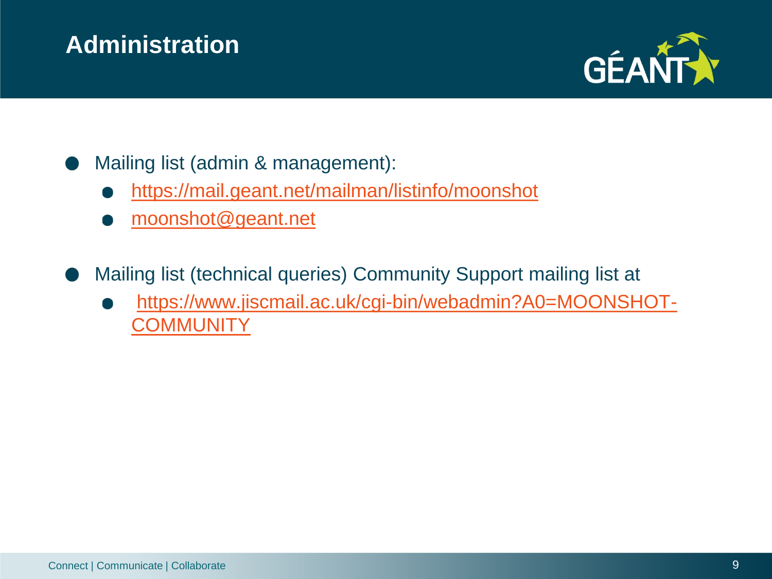# Administration

- Mailing list (admin & management):
  - https://mail.geant.net/mailman/listinfo/moonshot
  - moonshot@geant.net
- Mailing list (technical queries) Community Support mailing list at
  - https://www.jiscmail.ac.uk/cgi-bin/webadmin?A0=MOONSHOT-COMMUNITY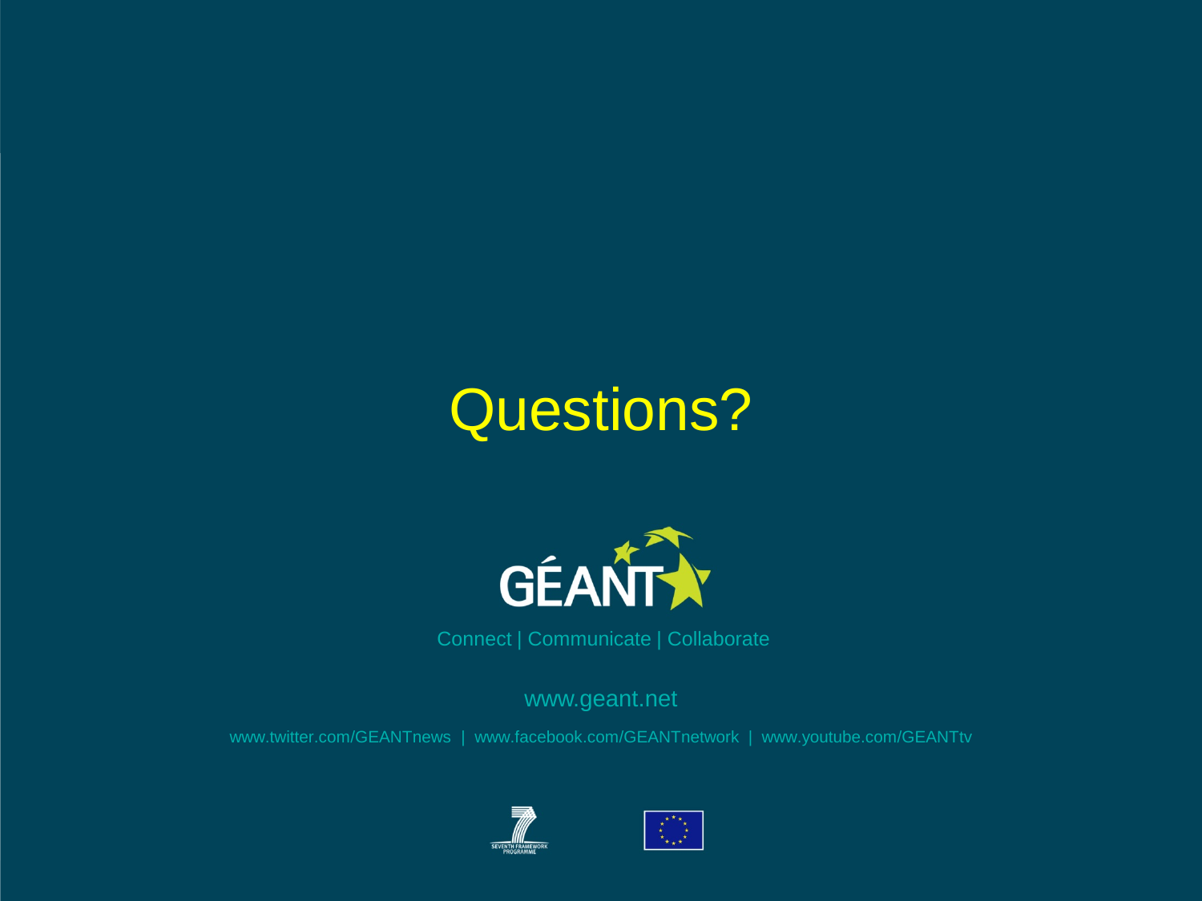# Questions?

GÉANT

Connect | Communicate | Collaborate

www.geant.net

www.twitter.com/GEANTnews | www.facebook.com/GEANTnetwork | www.youtube.com/GEANTtv

SEVENTH FRAMEWORK PROGRAMME